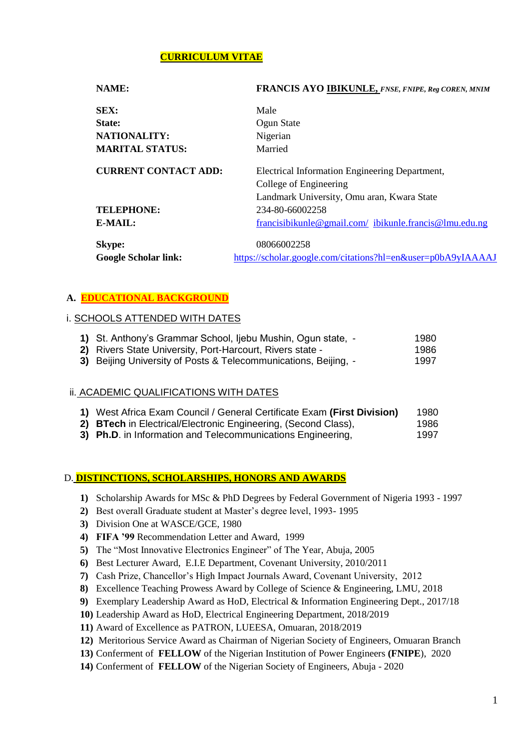# CURRICULUM VITAE

| | |
|---|---|
| **NAME:** | **FRANCIS AYO IBIKUNLE,** ***FNSE, FNIPE, Reg COREN, MNIM*** |
| **SEX:** | Male |
| **State:** | Ogun State |
| **NATIONALITY:** | Nigerian |
| **MARITAL STATUS:** | Married |
| **CURRENT CONTACT ADD:** | Electrical Information Engineering Department, College of Engineering Landmark University, Omu aran, Kwara State |
| **TELEPHONE:** | 234-80-66002258 |
| **E-MAIL:** | francisibikunle@gmail.com/ ibikunle.francis@lmu.edu.ng |
| **Skype:** | 08066002258 |
| **Google Scholar link:** | https://scholar.google.com/citations?hl=en&user=p0bA9yIAAAAJ |

## A. EDUCATIONAL BACKGROUND

### i. SCHOOLS ATTENDED WITH DATES

1) St. Anthony's Grammar School, Ijebu Mushin, Ogun state, - 1980
2) Rivers State University, Port-Harcourt, Rivers state - 1986
3) Beijing University of Posts & Telecommunications, Beijing, - 1997

### ii. ACADEMIC QUALIFICATIONS WITH DATES

1) West Africa Exam Council / General Certificate Exam **(First Division)** 1980
2) **BTech** in Electrical/Electronic Engineering, (Second Class), 1986
3) **Ph.D**. in Information and Telecommunications Engineering, 1997

## D. DISTINCTIONS, SCHOLARSHIPS, HONORS AND AWARDS

1) Scholarship Awards for MSc & PhD Degrees by Federal Government of Nigeria 1993 - 1997
2) Best overall Graduate student at Master's degree level, 1993- 1995
3) Division One at WASCE/GCE, 1980
4) **FIFA '99** Recommendation Letter and Award, 1999
5) The "Most Innovative Electronics Engineer" of The Year, Abuja, 2005
6) Best Lecturer Award, E.I.E Department, Covenant University, 2010/2011
7) Cash Prize, Chancellor's High Impact Journals Award, Covenant University, 2012
8) Excellence Teaching Prowess Award by College of Science & Engineering, LMU, 2018
9) Exemplary Leadership Award as HoD, Electrical & Information Engineering Dept., 2017/18
10) Leadership Award as HoD, Electrical Engineering Department, 2018/2019
11) Award of Excellence as PATRON, LUEESA, Omuaran, 2018/2019
12) Meritorious Service Award as Chairman of Nigerian Society of Engineers, Omuaran Branch
13) Conferment of **FELLOW** of the Nigerian Institution of Power Engineers **(FNIPE**), 2020
14) Conferment of **FELLOW** of the Nigerian Society of Engineers, Abuja - 2020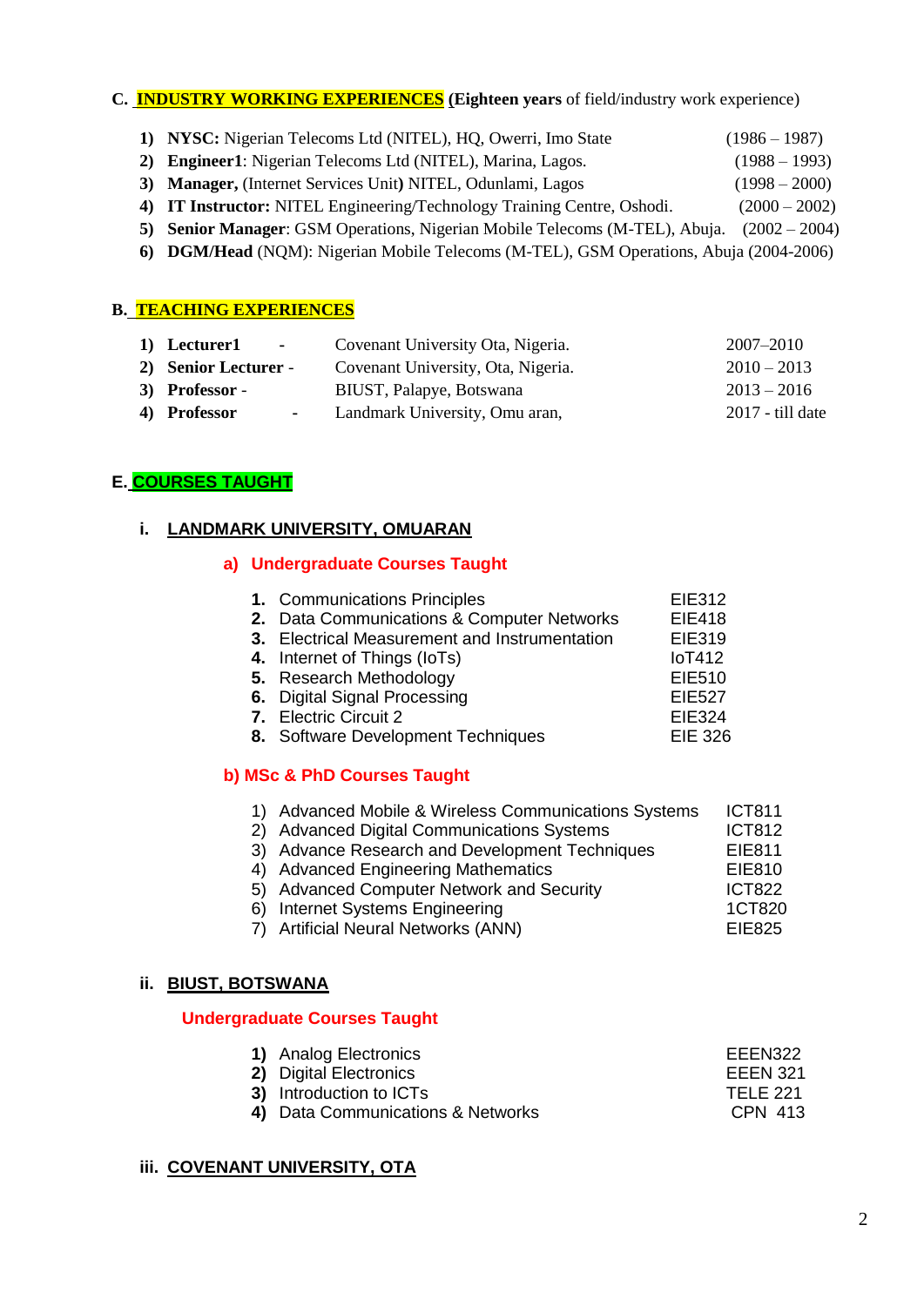## C. INDUSTRY WORKING EXPERIENCES (Eighteen years of field/industry work experience)

1) **NYSC:** Nigerian Telecoms Ltd (NITEL), HQ, Owerri, Imo State (1986 – 1987)
2) **Engineer1**: Nigerian Telecoms Ltd (NITEL), Marina, Lagos. (1988 – 1993)
3) **Manager,** (Internet Services Unit**)** NITEL, Odunlami, Lagos (1998 – 2000)
4) **IT Instructor:** NITEL Engineering/Technology Training Centre, Oshodi. (2000 – 2002)
5) **Senior Manager**: GSM Operations, Nigerian Mobile Telecoms (M-TEL), Abuja. (2002 – 2004)
6) **DGM/Head** (NQM): Nigerian Mobile Telecoms (M-TEL), GSM Operations, Abuja (2004-2006)

## B. TEACHING EXPERIENCES

| | | | |
|---|---|---|---|
| 1) | **Lecturer1** - | Covenant University Ota, Nigeria. | 2007–2010 |
| 2) | **Senior Lecturer** - | Covenant University, Ota, Nigeria. | 2010 – 2013 |
| 3) | **Professor** - | BIUST, Palapye, Botswana | 2013 – 2016 |
| 4) | **Professor** - | Landmark University, Omu aran, | 2017 - till date |

## E. COURSES TAUGHT

### i. LANDMARK UNIVERSITY, OMUARAN

#### a) Undergraduate Courses Taught

| | | |
|---|---|---|
| **1.** | Communications Principles | EIE312 |
| **2.** | Data Communications & Computer Networks | EIE418 |
| **3.** | Electrical Measurement and Instrumentation | EIE319 |
| **4.** | Internet of Things (IoTs) | IoT412 |
| **5.** | Research Methodology | EIE510 |
| **6.** | Digital Signal Processing | EIE527 |
| **7.** | Electric Circuit 2 | EIE324 |
| **8.** | Software Development Techniques | EIE 326 |

#### b) MSc & PhD Courses Taught

| | | |
|---|---|---|
| 1) | Advanced Mobile & Wireless Communications Systems | ICT811 |
| 2) | Advanced Digital Communications Systems | ICT812 |
| 3) | Advance Research and Development Techniques | EIE811 |
| 4) | Advanced Engineering Mathematics | EIE810 |
| 5) | Advanced Computer Network and Security | ICT822 |
| 6) | Internet Systems Engineering | 1CT820 |
| 7) | Artificial Neural Networks (ANN) | EIE825 |

### ii. BIUST, BOTSWANA

#### Undergraduate Courses Taught

| | | |
|---|---|---|
| **1)** | Analog Electronics | EEEN322 |
| **2)** | Digital Electronics | EEEN 321 |
| **3)** | Introduction to ICTs | TELE 221 |
| **4)** | Data Communications & Networks | CPN 413 |

### iii. COVENANT UNIVERSITY, OTA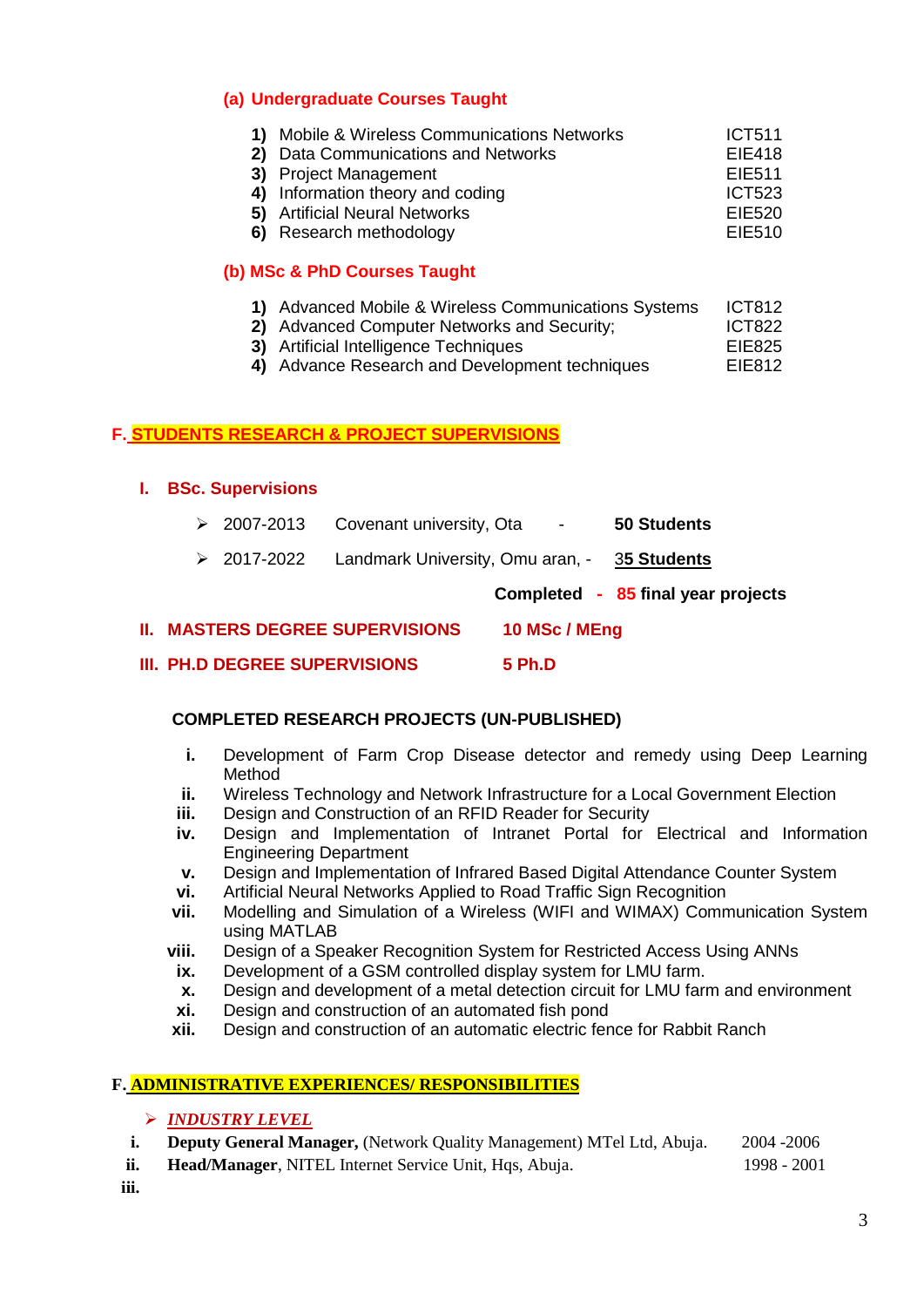### (a) Undergraduate Courses Taught

| | Course | Code |
|---|---|---|
| 1) | Mobile & Wireless Communications Networks | ICT511 |
| 2) | Data Communications and Networks | EIE418 |
| 3) | Project Management | EIE511 |
| 4) | Information theory and coding | ICT523 |
| 5) | Artificial Neural Networks | EIE520 |
| 6) | Research methodology | EIE510 |

### (b) MSc & PhD Courses Taught

| | Course | Code |
|---|---|---|
| 1) | Advanced Mobile & Wireless Communications Systems | ICT812 |
| 2) | Advanced Computer Networks and Security; | ICT822 |
| 3) | Artificial Intelligence Techniques | EIE825 |
| 4) | Advance Research and Development techniques | EIE812 |

## F. STUDENTS RESEARCH & PROJECT SUPERVISIONS

### I. BSc. Supervisions

- 2007-2013 Covenant university, Ota - **50 Students**
- 2017-2022 Landmark University, Omu aran, - **35 Students**

**Completed - 85 final year projects**

### II. MASTERS DEGREE SUPERVISIONS 10 MSc / MEng

### III. PH.D DEGREE SUPERVISIONS 5 Ph.D

**COMPLETED RESEARCH PROJECTS (UN-PUBLISHED)**

i. Development of Farm Crop Disease detector and remedy using Deep Learning Method
ii. Wireless Technology and Network Infrastructure for a Local Government Election
iii. Design and Construction of an RFID Reader for Security
iv. Design and Implementation of Intranet Portal for Electrical and Information Engineering Department
v. Design and Implementation of Infrared Based Digital Attendance Counter System
vi. Artificial Neural Networks Applied to Road Traffic Sign Recognition
vii. Modelling and Simulation of a Wireless (WIFI and WIMAX) Communication System using MATLAB
viii. Design of a Speaker Recognition System for Restricted Access Using ANNs
ix. Development of a GSM controlled display system for LMU farm.
x. Design and development of a metal detection circuit for LMU farm and environment
xi. Design and construction of an automated fish pond
xii. Design and construction of an automatic electric fence for Rabbit Ranch

## F. ADMINISTRATIVE EXPERIENCES/ RESPONSIBILITIES

- ***INDUSTRY LEVEL***

i. **Deputy General Manager,** (Network Quality Management) MTel Ltd, Abuja. 2004 -2006
ii. **Head/Manager**, NITEL Internet Service Unit, Hqs, Abuja. 1998 - 2001
iii.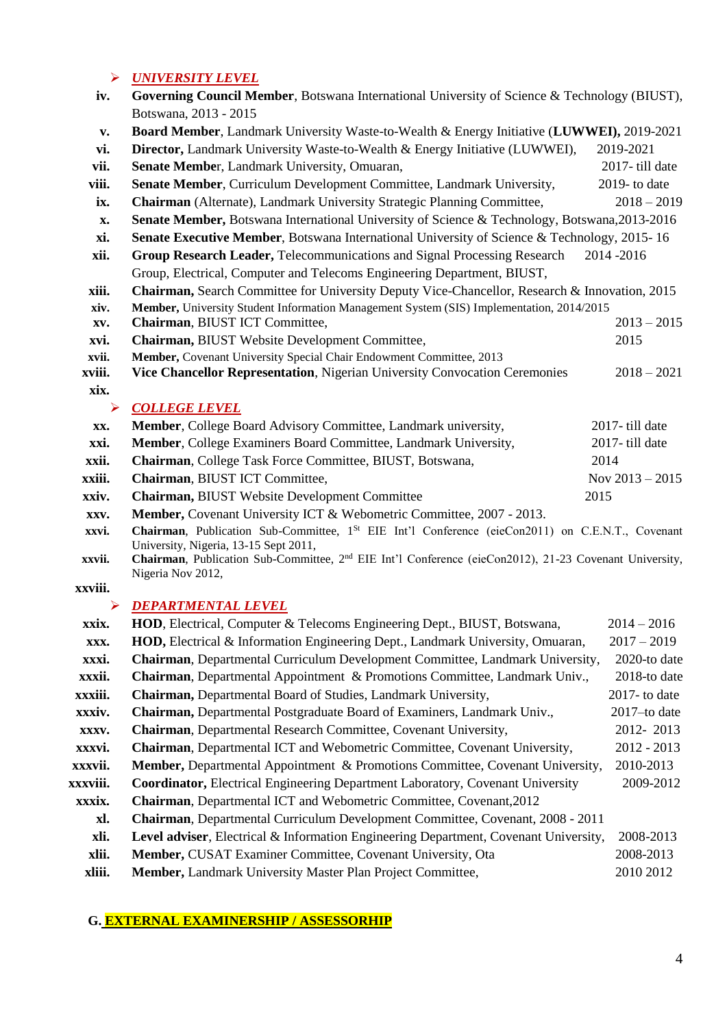- ***UNIVERSITY LEVEL***

iv. **Governing Council Member**, Botswana International University of Science & Technology (BIUST), Botswana, 2013 - 2015

v. **Board Member**, Landmark University Waste-to-Wealth & Energy Initiative (**LUWWEI),** 2019-2021

vi. **Director,** Landmark University Waste-to-Wealth & Energy Initiative (LUWWEI), 2019-2021

vii. **Senate Membe**r, Landmark University, Omuaran, 2017- till date

viii. **Senate Member**, Curriculum Development Committee, Landmark University, 2019- to date

ix. **Chairman** (Alternate), Landmark University Strategic Planning Committee, 2018 – 2019

x. **Senate Member,** Botswana International University of Science & Technology, Botswana,2013-2016

xi. **Senate Executive Member**, Botswana International University of Science & Technology, 2015- 16

xii. **Group Research Leader,** Telecommunications and Signal Processing Research Group, Electrical, Computer and Telecoms Engineering Department, BIUST, 2014 -2016

xiii. **Chairman,** Search Committee for University Deputy Vice-Chancellor, Research & Innovation, 2015

xiv. **Member,** University Student Information Management System (SIS) Implementation, 2014/2015

xv. **Chairman**, BIUST ICT Committee, 2013 – 2015

xvi. **Chairman,** BIUST Website Development Committee, 2015

xvii. **Member,** Covenant University Special Chair Endowment Committee, 2013

xviii. **Vice Chancellor Representation**, Nigerian University Convocation Ceremonies 2018 – 2021

xix.

- ***COLLEGE LEVEL***

xx. **Member**, College Board Advisory Committee, Landmark university, 2017- till date

xxi. **Member**, College Examiners Board Committee, Landmark University, 2017- till date

xxii. **Chairman**, College Task Force Committee, BIUST, Botswana, 2014

xxiii. **Chairman**, BIUST ICT Committee, Nov 2013 – 2015

xxiv. **Chairman,** BIUST Website Development Committee 2015

xxv. **Member,** Covenant University ICT & Webometric Committee, 2007 - 2013.

xxvi. **Chairman**, Publication Sub-Committee, 1[St] EIE Int'l Conference (eieCon2011) on C.E.N.T., Covenant University, Nigeria, 13-15 Sept 2011,

xxvii. **Chairman**, Publication Sub-Committee, 2[nd] EIE Int'l Conference (eieCon2012), 21-23 Covenant University, Nigeria Nov 2012,

xxviii.

- ***DEPARTMENTAL LEVEL***

xxix. **HOD**, Electrical, Computer & Telecoms Engineering Dept., BIUST, Botswana, 2014 – 2016

xxx. **HOD,** Electrical & Information Engineering Dept., Landmark University, Omuaran, 2017 – 2019

xxxi. **Chairman**, Departmental Curriculum Development Committee, Landmark University, 2020-to date

xxxii. **Chairman**, Departmental Appointment & Promotions Committee, Landmark Univ., 2018-to date

xxxiii. **Chairman**, Departmental Board of Studies, Landmark University, 2017- to date

xxxiv. **Chairman,** Departmental Postgraduate Board of Examiners, Landmark Univ., 2017–to date

xxxv. **Chairman**, Departmental Research Committee, Covenant University, 2012- 2013

xxxvi. **Chairman**, Departmental ICT and Webometric Committee, Covenant University, 2012 - 2013

xxxvii. **Member,** Departmental Appointment & Promotions Committee, Covenant University, 2010-2013

xxxviii. **Coordinator,** Electrical Engineering Department Laboratory, Covenant University 2009-2012

xxxix. **Chairman**, Departmental ICT and Webometric Committee, Covenant,2012

xl. **Chairman**, Departmental Curriculum Development Committee, Covenant, 2008 - 2011

xli. **Level adviser**, Electrical & Information Engineering Department, Covenant University, 2008-2013

xlii. **Member,** CUSAT Examiner Committee, Covenant University, Ota 2008-2013

xliii. **Member,** Landmark University Master Plan Project Committee, 2010 2012

## G. EXTERNAL EXAMINERSHIP / ASSESSORHIP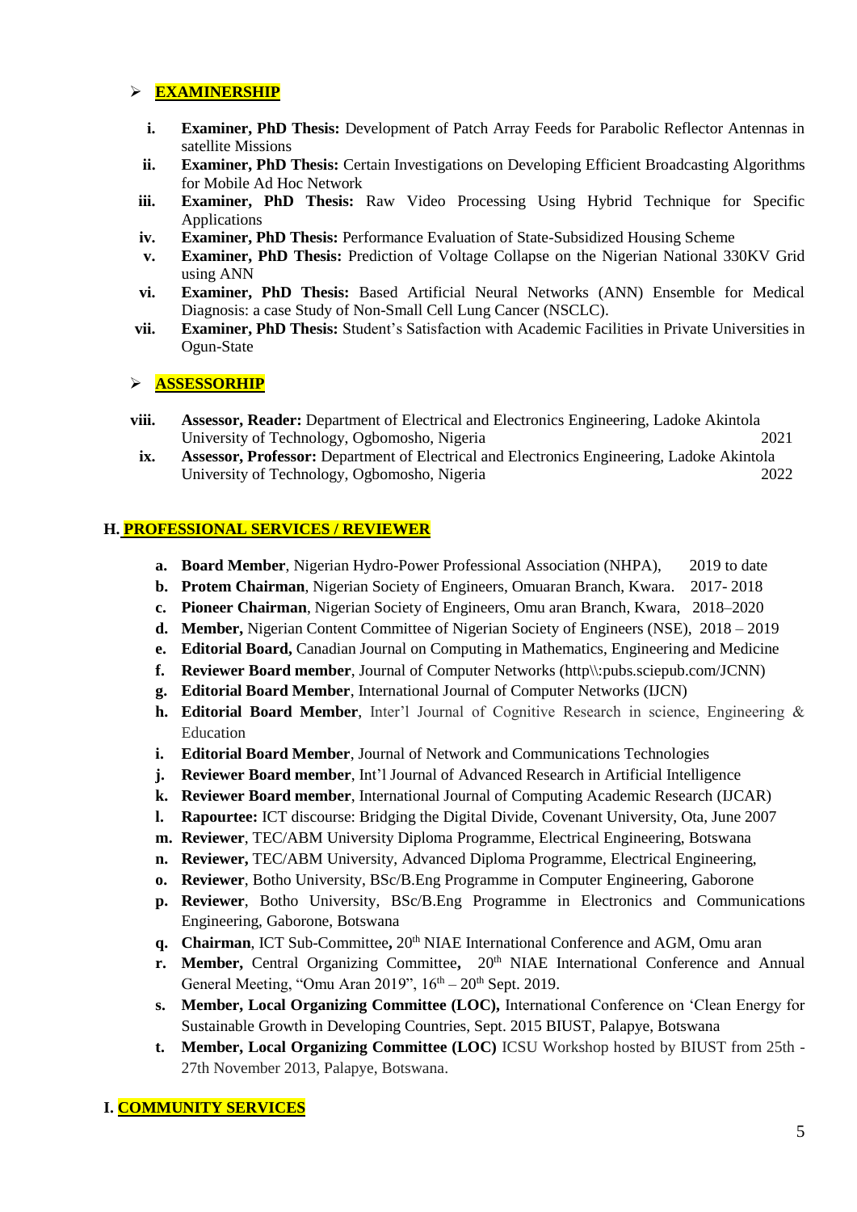- **EXAMINERSHIP**

i. **Examiner, PhD Thesis:** Development of Patch Array Feeds for Parabolic Reflector Antennas in satellite Missions
ii. **Examiner, PhD Thesis:** Certain Investigations on Developing Efficient Broadcasting Algorithms for Mobile Ad Hoc Network
iii. **Examiner, PhD Thesis:** Raw Video Processing Using Hybrid Technique for Specific Applications
iv. **Examiner, PhD Thesis:** Performance Evaluation of State-Subsidized Housing Scheme
v. **Examiner, PhD Thesis:** Prediction of Voltage Collapse on the Nigerian National 330KV Grid using ANN
vi. **Examiner, PhD Thesis:** Based Artificial Neural Networks (ANN) Ensemble for Medical Diagnosis: a case Study of Non-Small Cell Lung Cancer (NSCLC).
vii. **Examiner, PhD Thesis:** Student's Satisfaction with Academic Facilities in Private Universities in Ogun-State

- **ASSESSORHIP**

viii. **Assessor, Reader:** Department of Electrical and Electronics Engineering, Ladoke Akintola University of Technology, Ogbomosho, Nigeria 2021
ix. **Assessor, Professor:** Department of Electrical and Electronics Engineering, Ladoke Akintola University of Technology, Ogbomosho, Nigeria 2022

## H. PROFESSIONAL SERVICES / REVIEWER

a. **Board Member**, Nigerian Hydro-Power Professional Association (NHPA), 2019 to date
b. **Protem Chairman**, Nigerian Society of Engineers, Omuaran Branch, Kwara. 2017- 2018
c. **Pioneer Chairman**, Nigerian Society of Engineers, Omu aran Branch, Kwara, 2018–2020
d. **Member,** Nigerian Content Committee of Nigerian Society of Engineers (NSE), 2018 – 2019
e. **Editorial Board,** Canadian Journal on Computing in Mathematics, Engineering and Medicine
f. **Reviewer Board member**, Journal of Computer Networks (http\\:pubs.sciepub.com/JCNN)
g. **Editorial Board Member**, International Journal of Computer Networks (IJCN)
h. **Editorial Board Member**, Inter'l Journal of Cognitive Research in science, Engineering & Education
i. **Editorial Board Member**, Journal of Network and Communications Technologies
j. **Reviewer Board member**, Int'l Journal of Advanced Research in Artificial Intelligence
k. **Reviewer Board member**, International Journal of Computing Academic Research (IJCAR)
l. **Rapourtee:** ICT discourse: Bridging the Digital Divide, Covenant University, Ota, June 2007
m. **Reviewer**, TEC/ABM University Diploma Programme, Electrical Engineering, Botswana
n. **Reviewer,** TEC/ABM University, Advanced Diploma Programme, Electrical Engineering,
o. **Reviewer**, Botho University, BSc/B.Eng Programme in Computer Engineering, Gaborone
p. **Reviewer**, Botho University, BSc/B.Eng Programme in Electronics and Communications Engineering, Gaborone, Botswana
q. **Chairman**, ICT Sub-Committee**,** 20th NIAE International Conference and AGM, Omu aran
r. **Member,** Central Organizing Committee**,** 20th NIAE International Conference and Annual General Meeting, "Omu Aran 2019", 16th – 20th Sept. 2019.
s. **Member, Local Organizing Committee (LOC),** International Conference on 'Clean Energy for Sustainable Growth in Developing Countries, Sept. 2015 BIUST, Palapye, Botswana
t. **Member, Local Organizing Committee (LOC)** ICSU Workshop hosted by BIUST from 25th - 27th November 2013, Palapye, Botswana.

## I. COMMUNITY SERVICES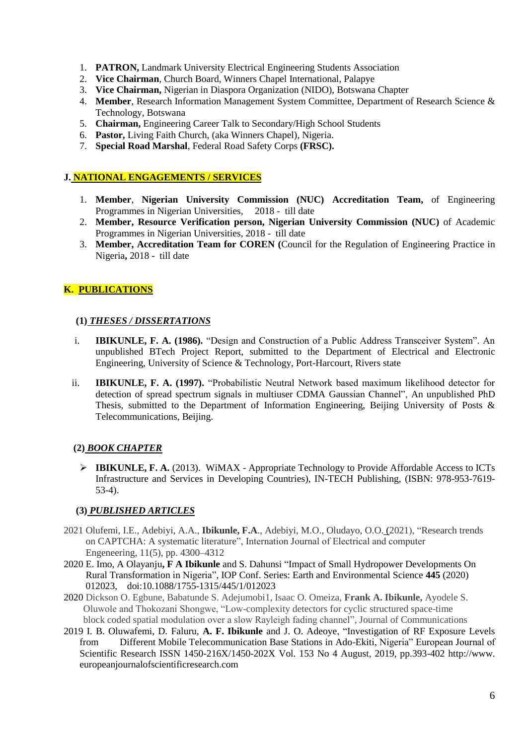1. **PATRON,** Landmark University Electrical Engineering Students Association
2. **Vice Chairman**, Church Board, Winners Chapel International, Palapye
3. **Vice Chairman,** Nigerian in Diaspora Organization (NIDO), Botswana Chapter
4. **Member**, Research Information Management System Committee, Department of Research Science & Technology, Botswana
5. **Chairman,** Engineering Career Talk to Secondary/High School Students
6. **Pastor,** Living Faith Church, (aka Winners Chapel), Nigeria.
7. **Special Road Marshal**, Federal Road Safety Corps **(FRSC).**

## J. NATIONAL ENGAGEMENTS / SERVICES

1. **Member**, **Nigerian University Commission (NUC) Accreditation Team,** of Engineering Programmes in Nigerian Universities, 2018 - till date
2. **Member, Resource Verification person, Nigerian University Commission (NUC)** of Academic Programmes in Nigerian Universities, 2018 - till date
3. **Member, Accreditation Team for COREN (**Council for the Regulation of Engineering Practice in Nigeria**,** 2018 - till date

## K. PUBLICATIONS

### (1) *THESES / DISSERTATIONS*

i. **IBIKUNLE, F. A. (1986).** "Design and Construction of a Public Address Transceiver System". An unpublished BTech Project Report, submitted to the Department of Electrical and Electronic Engineering, University of Science & Technology, Port-Harcourt, Rivers state

ii. **IBIKUNLE, F. A. (1997).** "Probabilistic Neutral Network based maximum likelihood detector for detection of spread spectrum signals in multiuser CDMA Gaussian Channel", An unpublished PhD Thesis, submitted to the Department of Information Engineering, Beijing University of Posts & Telecommunications, Beijing.

### (2) *BOOK CHAPTER*

- **IBIKUNLE, F. A.** (2013). WiMAX - Appropriate Technology to Provide Affordable Access to ICTs Infrastructure and Services in Developing Countries), IN-TECH Publishing, (ISBN: 978-953-7619-53-4).

### (3) *PUBLISHED ARTICLES*

2021 Olufemi, I.E., Adebiyi, A.A., **Ibikunle, F.A**., Adebiyi, M.O., Oludayo, O.O. (2021), "Research trends on CAPTCHA: A systematic literature", Internation Journal of Electrical and computer Engeneering, 11(5), pp. 4300–4312

2020 E. Imo, A Olayanju**, F A Ibikunle** and S. Dahunsi "Impact of Small Hydropower Developments On Rural Transformation in Nigeria", IOP Conf. Series: Earth and Environmental Science **445** (2020) 012023, doi:10.1088/1755-1315/445/1/012023

2020 Dickson O. Egbune, Babatunde S. Adejumobi1, Isaac O. Omeiza, **Frank A. Ibikunle,** Ayodele S. Oluwole and Thokozani Shongwe, "Low-complexity detectors for cyclic structured space-time block coded spatial modulation over a slow Rayleigh fading channel", Journal of Communications

2019 I. B. Oluwafemi, D. Faluru, **A. F. Ibikunle** and J. O. Adeoye, "Investigation of RF Exposure Levels from Different Mobile Telecommunication Base Stations in Ado-Ekiti, Nigeria" European Journal of Scientific Research ISSN 1450-216X/1450-202X Vol. 153 No 4 August, 2019, pp.393-402 http://www. europeanjournalofscientificresearch.com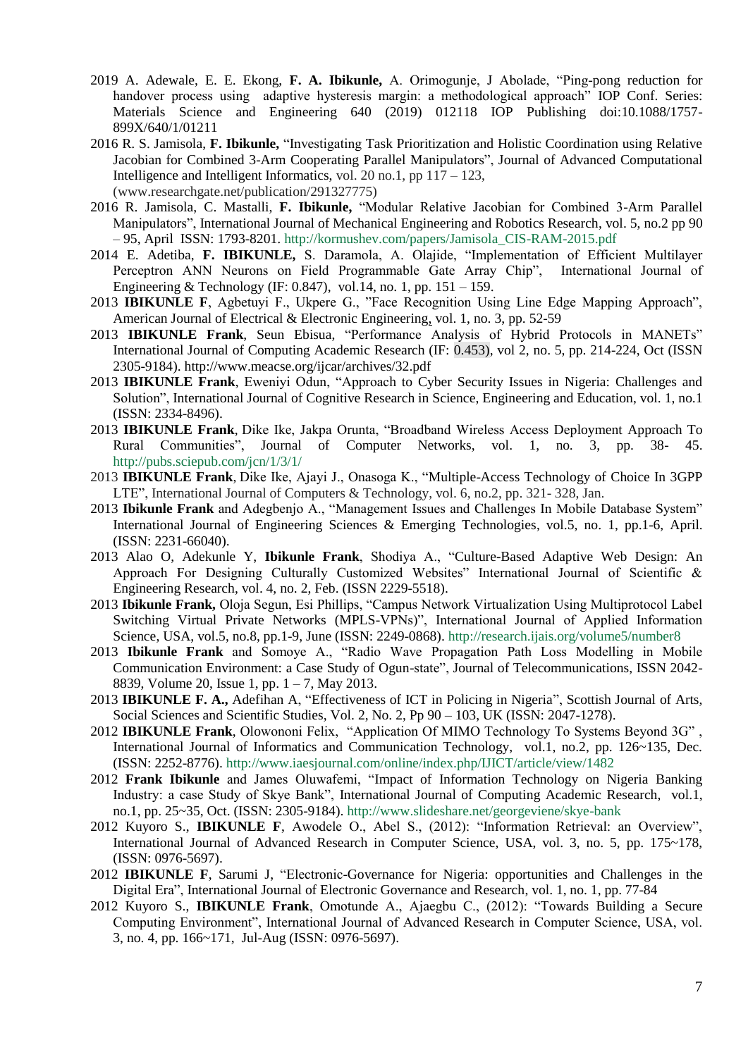- 2019 A. Adewale, E. E. Ekong, **F. A. Ibikunle,** A. Orimogunje, J Abolade, "Ping-pong reduction for handover process using adaptive hysteresis margin: a methodological approach" IOP Conf. Series: Materials Science and Engineering 640 (2019) 012118 IOP Publishing doi:10.1088/1757-899X/640/1/01211
- 2016 R. S. Jamisola, **F. Ibikunle,** "Investigating Task Prioritization and Holistic Coordination using Relative Jacobian for Combined 3-Arm Cooperating Parallel Manipulators", Journal of Advanced Computational Intelligence and Intelligent Informatics, vol. 20 no.1, pp 117 – 123, (www.researchgate.net/publication/291327775)
- 2016 R. Jamisola, C. Mastalli, **F. Ibikunle,** "Modular Relative Jacobian for Combined 3-Arm Parallel Manipulators", International Journal of Mechanical Engineering and Robotics Research, vol. 5, no.2 pp 90 – 95, April ISSN: 1793-8201. http://kormushev.com/papers/Jamisola_CIS-RAM-2015.pdf
- 2014 E. Adetiba, **F. IBIKUNLE,** S. Daramola, A. Olajide, "Implementation of Efficient Multilayer Perceptron ANN Neurons on Field Programmable Gate Array Chip", International Journal of Engineering & Technology (IF: 0.847), vol.14, no. 1, pp. 151 – 159.
- 2013 **IBIKUNLE F**, Agbetuyi F., Ukpere G., "Face Recognition Using Line Edge Mapping Approach", American Journal of Electrical & Electronic Engineering, vol. 1, no. 3, pp. 52-59
- 2013 **IBIKUNLE Frank**, Seun Ebisua, "Performance Analysis of Hybrid Protocols in MANETs" International Journal of Computing Academic Research (IF: 0.453), vol 2, no. 5, pp. 214-224, Oct (ISSN 2305-9184). http://www.meacse.org/ijcar/archives/32.pdf
- 2013 **IBIKUNLE Frank**, Eweniyi Odun, "Approach to Cyber Security Issues in Nigeria: Challenges and Solution", International Journal of Cognitive Research in Science, Engineering and Education, vol. 1, no.1 (ISSN: 2334-8496).
- 2013 **IBIKUNLE Frank**, Dike Ike, Jakpa Orunta, "Broadband Wireless Access Deployment Approach To Rural Communities", Journal of Computer Networks, vol. 1, no. 3, pp. 38- 45. http://pubs.sciepub.com/jcn/1/3/1/
- 2013 **IBIKUNLE Frank**, Dike Ike, Ajayi J., Onasoga K., "Multiple-Access Technology of Choice In 3GPP LTE", International Journal of Computers & Technology, vol. 6, no.2, pp. 321- 328, Jan.
- 2013 **Ibikunle Frank** and Adegbenjo A., "Management Issues and Challenges In Mobile Database System" International Journal of Engineering Sciences & Emerging Technologies, vol.5, no. 1, pp.1-6, April. (ISSN: 2231-66040).
- 2013 Alao O, Adekunle Y, **Ibikunle Frank**, Shodiya A., "Culture-Based Adaptive Web Design: An Approach For Designing Culturally Customized Websites" International Journal of Scientific & Engineering Research, vol. 4, no. 2, Feb. (ISSN 2229-5518).
- 2013 **Ibikunle Frank,** Oloja Segun, Esi Phillips, "Campus Network Virtualization Using Multiprotocol Label Switching Virtual Private Networks (MPLS-VPNs)", International Journal of Applied Information Science, USA, vol.5, no.8, pp.1-9, June (ISSN: 2249-0868). http://research.ijais.org/volume5/number8
- 2013 **Ibikunle Frank** and Somoye A., "Radio Wave Propagation Path Loss Modelling in Mobile Communication Environment: a Case Study of Ogun-state", Journal of Telecommunications, ISSN 2042-8839, Volume 20, Issue 1, pp. 1 – 7, May 2013.
- 2013 **IBIKUNLE F. A.,** Adefihan A, "Effectiveness of ICT in Policing in Nigeria", Scottish Journal of Arts, Social Sciences and Scientific Studies, Vol. 2, No. 2, Pp 90 – 103, UK (ISSN: 2047-1278).
- 2012 **IBIKUNLE Frank**, Olowononi Felix, "Application Of MIMO Technology To Systems Beyond 3G" , International Journal of Informatics and Communication Technology, vol.1, no.2, pp. 126~135, Dec. (ISSN: 2252-8776). http://www.iaesjournal.com/online/index.php/IJICT/article/view/1482
- 2012 **Frank Ibikunle** and James Oluwafemi, "Impact of Information Technology on Nigeria Banking Industry: a case Study of Skye Bank", International Journal of Computing Academic Research, vol.1, no.1, pp. 25~35, Oct. (ISSN: 2305-9184). http://www.slideshare.net/georgeviene/skye-bank
- 2012 Kuyoro S., **IBIKUNLE F**, Awodele O., Abel S., (2012): "Information Retrieval: an Overview", International Journal of Advanced Research in Computer Science, USA, vol. 3, no. 5, pp. 175~178, (ISSN: 0976-5697).
- 2012 **IBIKUNLE F**, Sarumi J, "Electronic-Governance for Nigeria: opportunities and Challenges in the Digital Era", International Journal of Electronic Governance and Research, vol. 1, no. 1, pp. 77-84
- 2012 Kuyoro S., **IBIKUNLE Frank**, Omotunde A., Ajaegbu C., (2012): "Towards Building a Secure Computing Environment", International Journal of Advanced Research in Computer Science, USA, vol. 3, no. 4, pp. 166~171, Jul-Aug (ISSN: 0976-5697).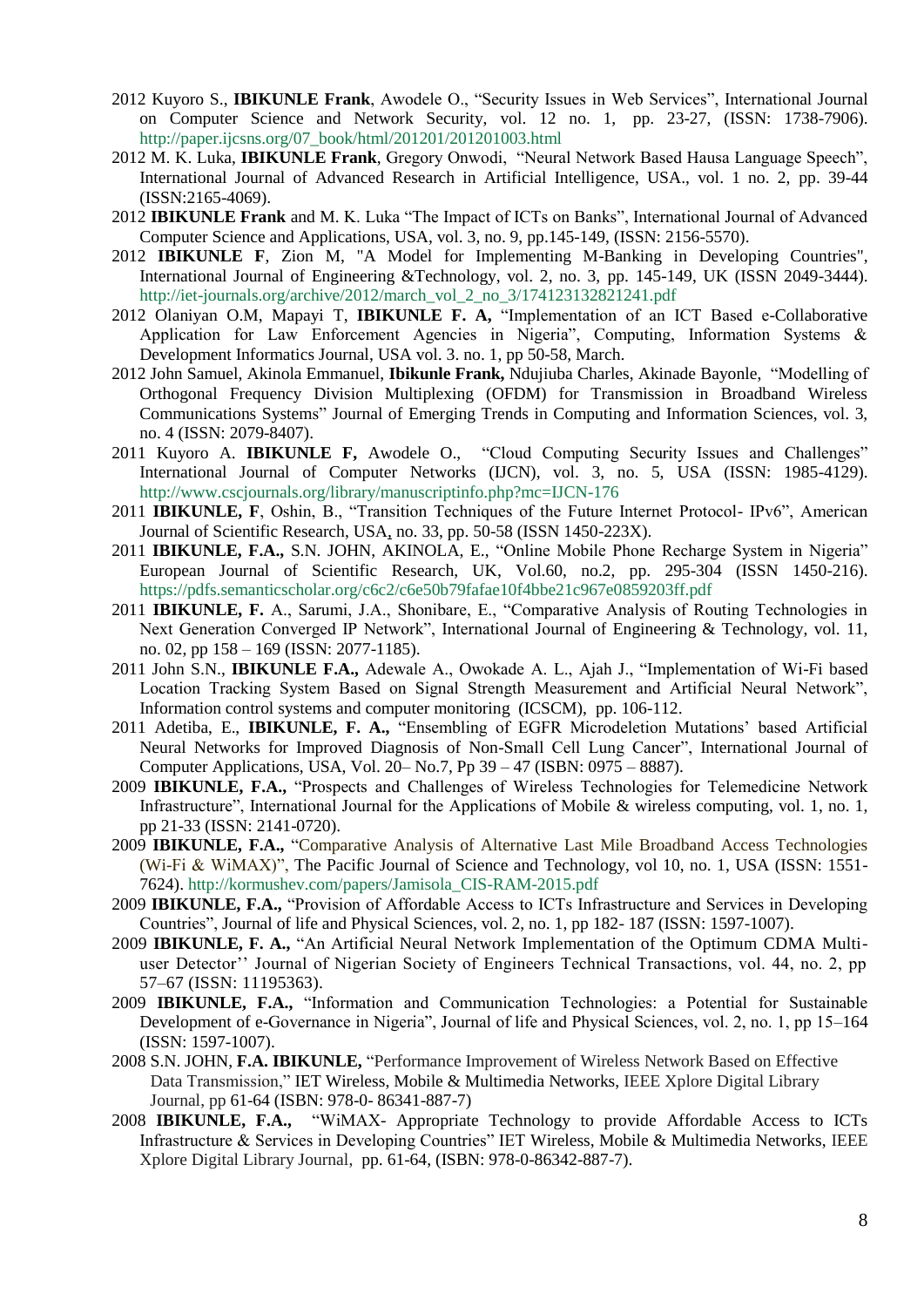- 2012 Kuyoro S., **IBIKUNLE Frank**, Awodele O., "Security Issues in Web Services", International Journal on Computer Science and Network Security, vol. 12 no. 1, pp. 23-27, (ISSN: 1738-7906). http://paper.ijcsns.org/07_book/html/201201/201201003.html
- 2012 M. K. Luka, **IBIKUNLE Frank**, Gregory Onwodi, "Neural Network Based Hausa Language Speech", International Journal of Advanced Research in Artificial Intelligence, USA., vol. 1 no. 2, pp. 39-44 (ISSN:2165-4069).
- 2012 **IBIKUNLE Frank** and M. K. Luka "The Impact of ICTs on Banks", International Journal of Advanced Computer Science and Applications, USA, vol. 3, no. 9, pp.145-149, (ISSN: 2156-5570).
- 2012 **IBIKUNLE F**, Zion M, "A Model for Implementing M-Banking in Developing Countries", International Journal of Engineering &Technology, vol. 2, no. 3, pp. 145-149, UK (ISSN 2049-3444). http://iet-journals.org/archive/2012/march_vol_2_no_3/174123132821241.pdf
- 2012 Olaniyan O.M, Mapayi T, **IBIKUNLE F. A,** "Implementation of an ICT Based e-Collaborative Application for Law Enforcement Agencies in Nigeria", Computing, Information Systems & Development Informatics Journal, USA vol. 3. no. 1, pp 50-58, March.
- 2012 John Samuel, Akinola Emmanuel, **Ibikunle Frank,** Ndujiuba Charles, Akinade Bayonle, "Modelling of Orthogonal Frequency Division Multiplexing (OFDM) for Transmission in Broadband Wireless Communications Systems" Journal of Emerging Trends in Computing and Information Sciences, vol. 3, no. 4 (ISSN: 2079-8407).
- 2011 Kuyoro A. **IBIKUNLE F,** Awodele O., "Cloud Computing Security Issues and Challenges" International Journal of Computer Networks (IJCN), vol. 3, no. 5, USA (ISSN: 1985-4129). http://www.cscjournals.org/library/manuscriptinfo.php?mc=IJCN-176
- 2011 **IBIKUNLE, F**, Oshin, B., "Transition Techniques of the Future Internet Protocol- IPv6", American Journal of Scientific Research, USA, no. 33, pp. 50-58 (ISSN 1450-223X).
- 2011 **IBIKUNLE, F.A.,** S.N. JOHN, AKINOLA, E., "Online Mobile Phone Recharge System in Nigeria" European Journal of Scientific Research, UK, Vol.60, no.2, pp. 295-304 (ISSN 1450-216). https://pdfs.semanticscholar.org/c6c2/c6e50b79fafae10f4bbe21c967e0859203ff.pdf
- 2011 **IBIKUNLE, F.** A., Sarumi, J.A., Shonibare, E., "Comparative Analysis of Routing Technologies in Next Generation Converged IP Network", International Journal of Engineering & Technology, vol. 11, no. 02, pp 158 – 169 (ISSN: 2077-1185).
- 2011 John S.N., **IBIKUNLE F.A.,** Adewale A., Owokade A. L., Ajah J., "Implementation of Wi-Fi based Location Tracking System Based on Signal Strength Measurement and Artificial Neural Network", Information control systems and computer monitoring (ICSCM), pp. 106-112.
- 2011 Adetiba, E., **IBIKUNLE, F. A.,** "Ensembling of EGFR Microdeletion Mutations' based Artificial Neural Networks for Improved Diagnosis of Non-Small Cell Lung Cancer", International Journal of Computer Applications, USA, Vol. 20– No.7, Pp 39 – 47 (ISBN: 0975 – 8887).
- 2009 **IBIKUNLE, F.A.,** "Prospects and Challenges of Wireless Technologies for Telemedicine Network Infrastructure", International Journal for the Applications of Mobile & wireless computing, vol. 1, no. 1, pp 21-33 (ISSN: 2141-0720).
- 2009 **IBIKUNLE, F.A.,** "Comparative Analysis of Alternative Last Mile Broadband Access Technologies (Wi-Fi & WiMAX)", The Pacific Journal of Science and Technology, vol 10, no. 1, USA (ISSN: 1551-7624). http://kormushev.com/papers/Jamisola_CIS-RAM-2015.pdf
- 2009 **IBIKUNLE, F.A.,** "Provision of Affordable Access to ICTs Infrastructure and Services in Developing Countries", Journal of life and Physical Sciences, vol. 2, no. 1, pp 182- 187 (ISSN: 1597-1007).
- 2009 **IBIKUNLE, F. A.,** "An Artificial Neural Network Implementation of the Optimum CDMA Multi-user Detector'' Journal of Nigerian Society of Engineers Technical Transactions, vol. 44, no. 2, pp 57–67 (ISSN: 11195363).
- 2009 **IBIKUNLE, F.A.,** "Information and Communication Technologies: a Potential for Sustainable Development of e-Governance in Nigeria", Journal of life and Physical Sciences, vol. 2, no. 1, pp 15–164 (ISSN: 1597-1007).
- 2008 S.N. JOHN, **F.A. IBIKUNLE,** "Performance Improvement of Wireless Network Based on Effective Data Transmission," IET Wireless, Mobile & Multimedia Networks, IEEE Xplore Digital Library Journal, pp 61-64 (ISBN: 978-0- 86341-887-7)
- 2008 **IBIKUNLE, F.A.,** "WiMAX- Appropriate Technology to provide Affordable Access to ICTs Infrastructure & Services in Developing Countries" IET Wireless, Mobile & Multimedia Networks, IEEE Xplore Digital Library Journal, pp. 61-64, (ISBN: 978-0-86342-887-7).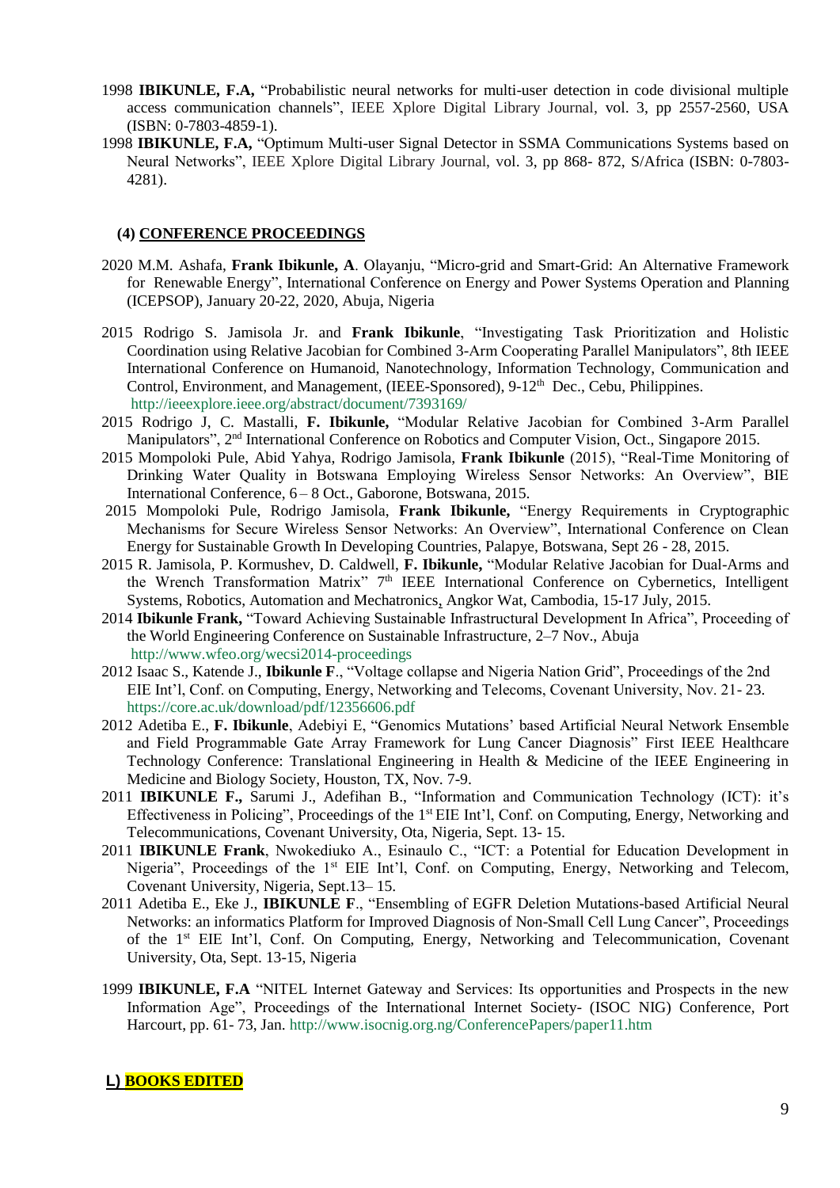1998 **IBIKUNLE, F.A,** "Probabilistic neural networks for multi-user detection in code divisional multiple access communication channels", IEEE Xplore Digital Library Journal, vol. 3, pp 2557-2560, USA (ISBN: 0-7803-4859-1).

1998 **IBIKUNLE, F.A,** "Optimum Multi-user Signal Detector in SSMA Communications Systems based on Neural Networks", IEEE Xplore Digital Library Journal, vol. 3, pp 868- 872, S/Africa (ISBN: 0-7803-4281).

**(4) CONFERENCE PROCEEDINGS**

2020 M.M. Ashafa, **Frank Ibikunle, A**. Olayanju, "Micro-grid and Smart-Grid: An Alternative Framework for Renewable Energy", International Conference on Energy and Power Systems Operation and Planning (ICEPSOP), January 20-22, 2020, Abuja, Nigeria

2015 Rodrigo S. Jamisola Jr. and **Frank Ibikunle**, "Investigating Task Prioritization and Holistic Coordination using Relative Jacobian for Combined 3-Arm Cooperating Parallel Manipulators", 8th IEEE International Conference on Humanoid, Nanotechnology, Information Technology, Communication and Control, Environment, and Management, (IEEE-Sponsored), 9-12th Dec., Cebu, Philippines. http://ieeexplore.ieee.org/abstract/document/7393169/

2015 Rodrigo J, C. Mastalli, **F. Ibikunle,** "Modular Relative Jacobian for Combined 3-Arm Parallel Manipulators", 2nd International Conference on Robotics and Computer Vision, Oct., Singapore 2015.

2015 Mompoloki Pule, Abid Yahya, Rodrigo Jamisola, **Frank Ibikunle** (2015), "Real-Time Monitoring of Drinking Water Quality in Botswana Employing Wireless Sensor Networks: An Overview", BIE International Conference, 6 – 8 Oct., Gaborone, Botswana, 2015.

2015 Mompoloki Pule, Rodrigo Jamisola, **Frank Ibikunle,** "Energy Requirements in Cryptographic Mechanisms for Secure Wireless Sensor Networks: An Overview", International Conference on Clean Energy for Sustainable Growth In Developing Countries, Palapye, Botswana, Sept 26 - 28, 2015.

2015 R. Jamisola, P. Kormushev, D. Caldwell, **F. Ibikunle,** "Modular Relative Jacobian for Dual-Arms and the Wrench Transformation Matrix" 7th IEEE International Conference on Cybernetics, Intelligent Systems, Robotics, Automation and Mechatronics, Angkor Wat, Cambodia, 15-17 July, 2015.

2014 **Ibikunle Frank,** "Toward Achieving Sustainable Infrastructural Development In Africa", Proceeding of the World Engineering Conference on Sustainable Infrastructure, 2–7 Nov., Abuja http://www.wfeo.org/wecsi2014-proceedings

2012 Isaac S., Katende J., **Ibikunle F**., "Voltage collapse and Nigeria Nation Grid", Proceedings of the 2nd EIE Int'l, Conf. on Computing, Energy, Networking and Telecoms, Covenant University, Nov. 21- 23. https://core.ac.uk/download/pdf/12356606.pdf

2012 Adetiba E., **F. Ibikunle**, Adebiyi E, "Genomics Mutations' based Artificial Neural Network Ensemble and Field Programmable Gate Array Framework for Lung Cancer Diagnosis" First IEEE Healthcare Technology Conference: Translational Engineering in Health & Medicine of the IEEE Engineering in Medicine and Biology Society, Houston, TX, Nov. 7-9.

2011 **IBIKUNLE F.,** Sarumi J., Adefihan B., "Information and Communication Technology (ICT): it's Effectiveness in Policing", Proceedings of the 1st EIE Int'l, Conf. on Computing, Energy, Networking and Telecommunications, Covenant University, Ota, Nigeria, Sept. 13- 15.

2011 **IBIKUNLE Frank**, Nwokediuko A., Esinaulo C., "ICT: a Potential for Education Development in Nigeria", Proceedings of the 1st EIE Int'l, Conf. on Computing, Energy, Networking and Telecom, Covenant University, Nigeria, Sept.13– 15.

2011 Adetiba E., Eke J., **IBIKUNLE F**., "Ensembling of EGFR Deletion Mutations-based Artificial Neural Networks: an informatics Platform for Improved Diagnosis of Non-Small Cell Lung Cancer", Proceedings of the 1st EIE Int'l, Conf. On Computing, Energy, Networking and Telecommunication, Covenant University, Ota, Sept. 13-15, Nigeria

1999 **IBIKUNLE, F.A** "NITEL Internet Gateway and Services: Its opportunities and Prospects in the new Information Age", Proceedings of the International Internet Society- (ISOC NIG) Conference, Port Harcourt, pp. 61- 73, Jan. http://www.isocnig.org.ng/ConferencePapers/paper11.htm

**L) BOOKS EDITED**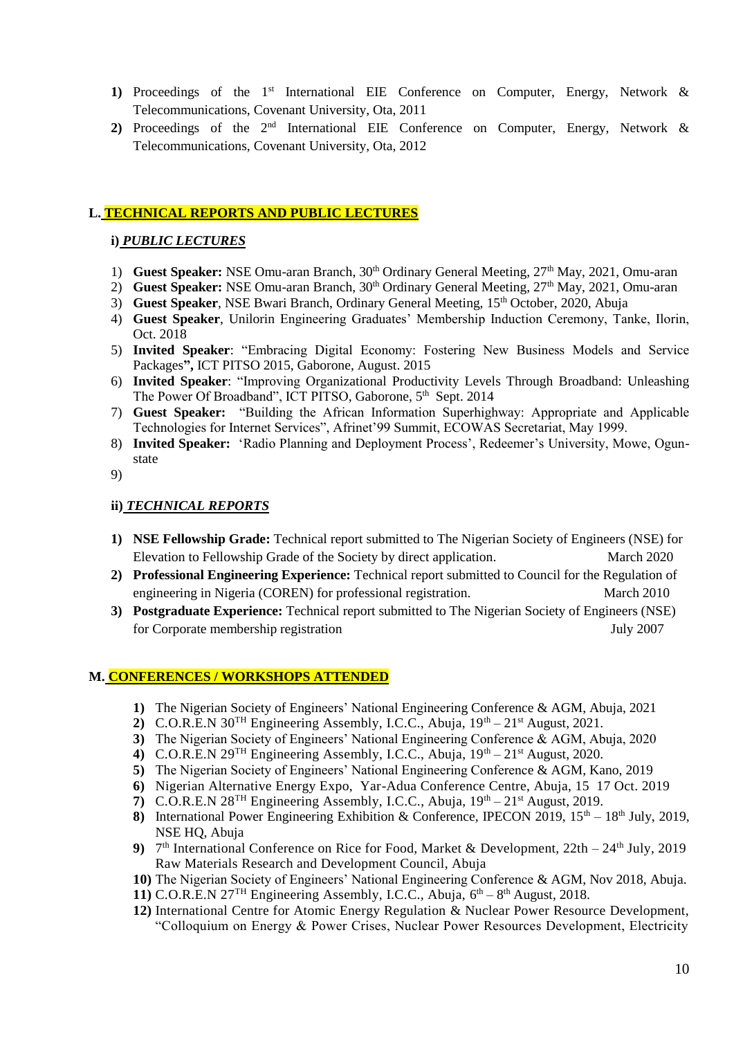1) Proceedings of the 1st International EIE Conference on Computer, Energy, Network & Telecommunications, Covenant University, Ota, 2011
2) Proceedings of the 2nd International EIE Conference on Computer, Energy, Network & Telecommunications, Covenant University, Ota, 2012

## L. TECHNICAL REPORTS AND PUBLIC LECTURES

### i) *PUBLIC LECTURES*

1) **Guest Speaker:** NSE Omu-aran Branch, 30th Ordinary General Meeting, 27th May, 2021, Omu-aran
2) **Guest Speaker:** NSE Omu-aran Branch, 30th Ordinary General Meeting, 27th May, 2021, Omu-aran
3) **Guest Speaker**, NSE Bwari Branch, Ordinary General Meeting, 15th October, 2020, Abuja
4) **Guest Speaker**, Unilorin Engineering Graduates' Membership Induction Ceremony, Tanke, Ilorin, Oct. 2018
5) **Invited Speaker**: "Embracing Digital Economy: Fostering New Business Models and Service Packages**",** ICT PITSO 2015, Gaborone, August. 2015
6) **Invited Speaker**: "Improving Organizational Productivity Levels Through Broadband: Unleashing The Power Of Broadband", ICT PITSO, Gaborone, 5th Sept. 2014
7) **Guest Speaker:** "Building the African Information Superhighway: Appropriate and Applicable Technologies for Internet Services", Afrinet'99 Summit, ECOWAS Secretariat, May 1999.
8) **Invited Speaker:** 'Radio Planning and Deployment Process', Redeemer's University, Mowe, Ogun-state
9) 

### ii) *TECHNICAL REPORTS*

1) **NSE Fellowship Grade:** Technical report submitted to The Nigerian Society of Engineers (NSE) for Elevation to Fellowship Grade of the Society by direct application. March 2020
2) **Professional Engineering Experience:** Technical report submitted to Council for the Regulation of engineering in Nigeria (COREN) for professional registration. March 2010
3) **Postgraduate Experience:** Technical report submitted to The Nigerian Society of Engineers (NSE) for Corporate membership registration July 2007

## M. CONFERENCES / WORKSHOPS ATTENDED

1) The Nigerian Society of Engineers' National Engineering Conference & AGM, Abuja, 2021
2) C.O.R.E.N 30TH Engineering Assembly, I.C.C., Abuja, 19th – 21st August, 2021.
3) The Nigerian Society of Engineers' National Engineering Conference & AGM, Abuja, 2020
4) C.O.R.E.N 29TH Engineering Assembly, I.C.C., Abuja, 19th – 21st August, 2020.
5) The Nigerian Society of Engineers' National Engineering Conference & AGM, Kano, 2019
6) Nigerian Alternative Energy Expo, Yar-Adua Conference Centre, Abuja, 15 17 Oct. 2019
7) C.O.R.E.N 28TH Engineering Assembly, I.C.C., Abuja, 19th – 21st August, 2019.
8) International Power Engineering Exhibition & Conference, IPECON 2019, 15th – 18th July, 2019, NSE HQ, Abuja
9) 7th International Conference on Rice for Food, Market & Development, 22th – 24th July, 2019 Raw Materials Research and Development Council, Abuja
10) The Nigerian Society of Engineers' National Engineering Conference & AGM, Nov 2018, Abuja.
11) C.O.R.E.N 27TH Engineering Assembly, I.C.C., Abuja, 6th – 8th August, 2018.
12) International Centre for Atomic Energy Regulation & Nuclear Power Resource Development, "Colloquium on Energy & Power Crises, Nuclear Power Resources Development, Electricity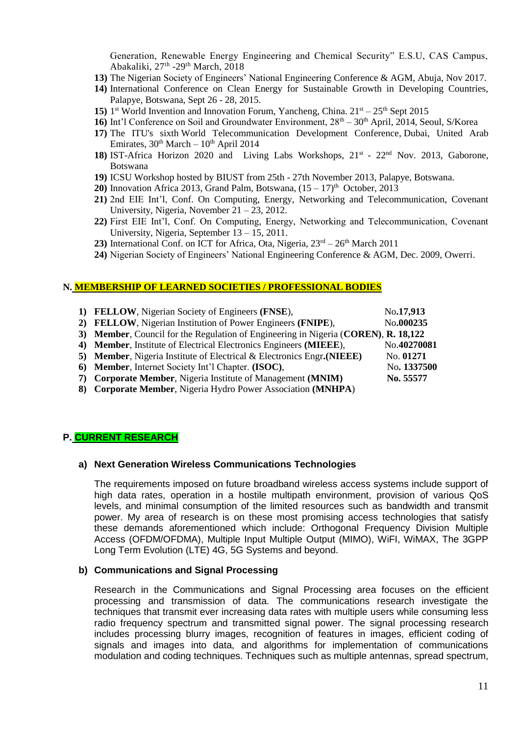Generation, Renewable Energy Engineering and Chemical Security" E.S.U, CAS Campus, Abakaliki, 27th -29th March, 2018

13) The Nigerian Society of Engineers' National Engineering Conference & AGM, Abuja, Nov 2017.
14) International Conference on Clean Energy for Sustainable Growth in Developing Countries, Palapye, Botswana, Sept 26 - 28, 2015.
15) 1st World Invention and Innovation Forum, Yancheng, China. 21st – 25th Sept 2015
16) Int'l Conference on Soil and Groundwater Environment, 28th – 30th April, 2014, Seoul, S/Korea
17) The ITU's sixth World Telecommunication Development Conference, Dubai, United Arab Emirates, 30th March – 10th April 2014
18) IST-Africa Horizon 2020 and Living Labs Workshops, 21st - 22nd Nov. 2013, Gaborone, Botswana
19) ICSU Workshop hosted by BIUST from 25th - 27th November 2013, Palapye, Botswana.
20) Innovation Africa 2013, Grand Palm, Botswana, (15 – 17)th October, 2013
21) 2nd EIE Int'l, Conf. On Computing, Energy, Networking and Telecommunication, Covenant University, Nigeria, November 21 – 23, 2012.
22) First EIE Int'l, Conf. On Computing, Energy, Networking and Telecommunication, Covenant University, Nigeria, September 13 – 15, 2011.
23) International Conf. on ICT for Africa, Ota, Nigeria, 23rd – 26th March 2011
24) Nigerian Society of Engineers' National Engineering Conference & AGM, Dec. 2009, Owerri.

## N. MEMBERSHIP OF LEARNED SOCIETIES / PROFESSIONAL BODIES

1) **FELLOW**, Nigerian Society of Engineers **(FNSE)**, No**.17,913**
2) **FELLOW**, Nigerian Institution of Power Engineers **(FNIPE)**, No**.000235**
3) **Member**, Council for the Regulation of Engineering in Nigeria (**COREN**), **R. 18,122**
4) **Member**, Institute of Electrical Electronics Engineers **(MIEEE)**, No.**40270081**
5) **Member**, Nigeria Institute of Electrical & Electronics Engr**.(NIEEE)** No. **01271**
6) **Member**, Internet Society Int'l Chapter. **(ISOC)**, No**. 1337500**
7) **Corporate Member**, Nigeria Institute of Management **(MNIM)** **No. 55577**
8) **Corporate Member**, Nigeria Hydro Power Association **(MNHPA**)

## P. CURRENT RESEARCH

### a) Next Generation Wireless Communications Technologies

The requirements imposed on future broadband wireless access systems include support of high data rates, operation in a hostile multipath environment, provision of various QoS levels, and minimal consumption of the limited resources such as bandwidth and transmit power. My area of research is on these most promising access technologies that satisfy these demands aforementioned which include: Orthogonal Frequency Division Multiple Access (OFDM/OFDMA), Multiple Input Multiple Output (MIMO), WiFI, WiMAX, The 3GPP Long Term Evolution (LTE) 4G, 5G Systems and beyond.

### b) Communications and Signal Processing

Research in the Communications and Signal Processing area focuses on the efficient processing and transmission of data. The communications research investigate the techniques that transmit ever increasing data rates with multiple users while consuming less radio frequency spectrum and transmitted signal power. The signal processing research includes processing blurry images, recognition of features in images, efficient coding of signals and images into data, and algorithms for implementation of communications modulation and coding techniques. Techniques such as multiple antennas, spread spectrum,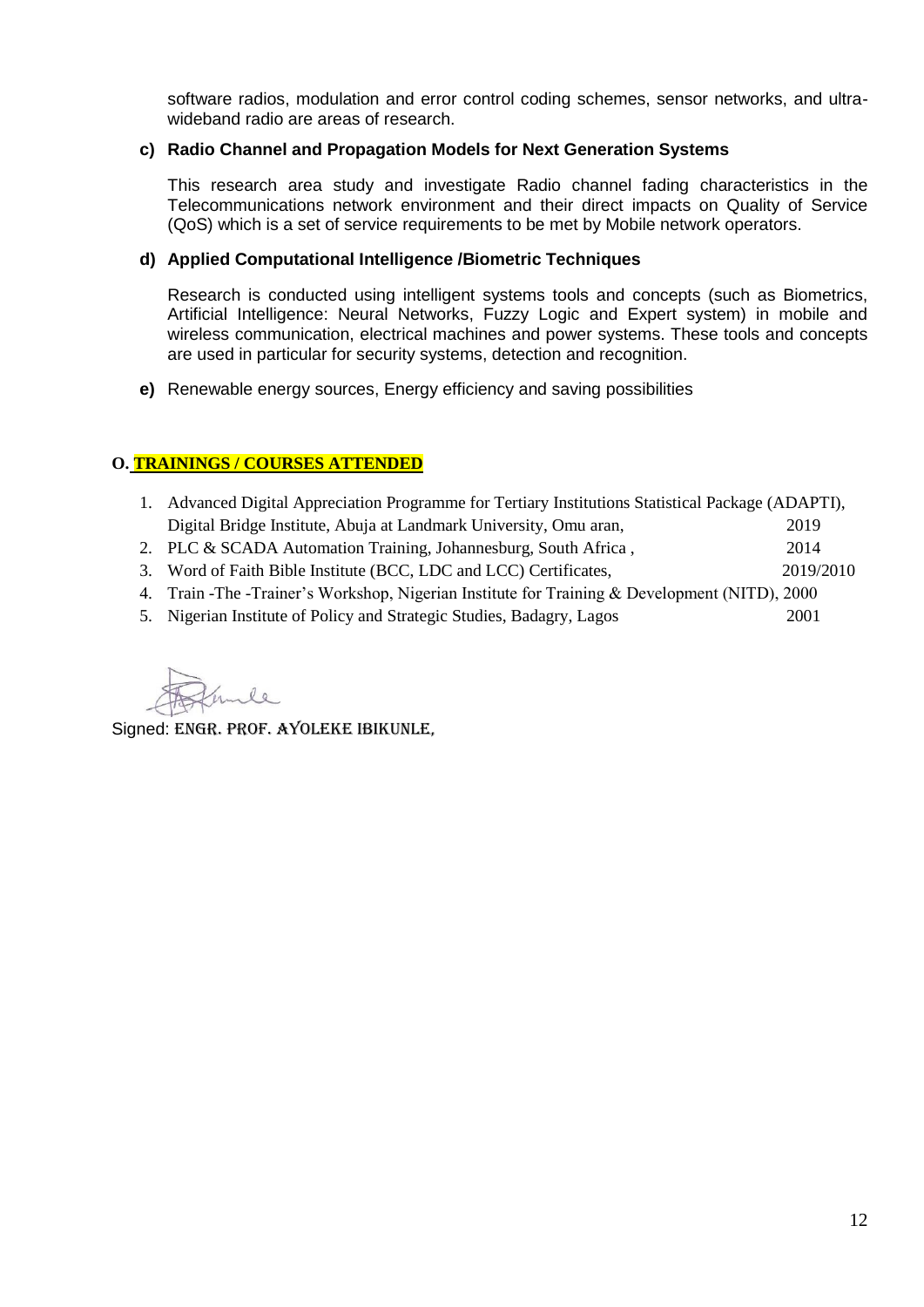software radios, modulation and error control coding schemes, sensor networks, and ultra-wideband radio are areas of research.

**c) Radio Channel and Propagation Models for Next Generation Systems**

This research area study and investigate Radio channel fading characteristics in the Telecommunications network environment and their direct impacts on Quality of Service (QoS) which is a set of service requirements to be met by Mobile network operators.

**d) Applied Computational Intelligence /Biometric Techniques**

Research is conducted using intelligent systems tools and concepts (such as Biometrics, Artificial Intelligence: Neural Networks, Fuzzy Logic and Expert system) in mobile and wireless communication, electrical machines and power systems. These tools and concepts are used in particular for security systems, detection and recognition.

**e)** Renewable energy sources, Energy efficiency and saving possibilities

## O. TRAININGS / COURSES ATTENDED

1. Advanced Digital Appreciation Programme for Tertiary Institutions Statistical Package (ADAPTI), Digital Bridge Institute, Abuja at Landmark University, Omu aran, 2019
2. PLC & SCADA Automation Training, Johannesburg, South Africa , 2014
3. Word of Faith Bible Institute (BCC, LDC and LCC) Certificates, 2019/2010
4. Train -The -Trainer's Workshop, Nigerian Institute for Training & Development (NITD), 2000
5. Nigerian Institute of Policy and Strategic Studies, Badagry, Lagos 2001

Signed: ENGR. PROF. AYOLEKE IBIKUNLE,